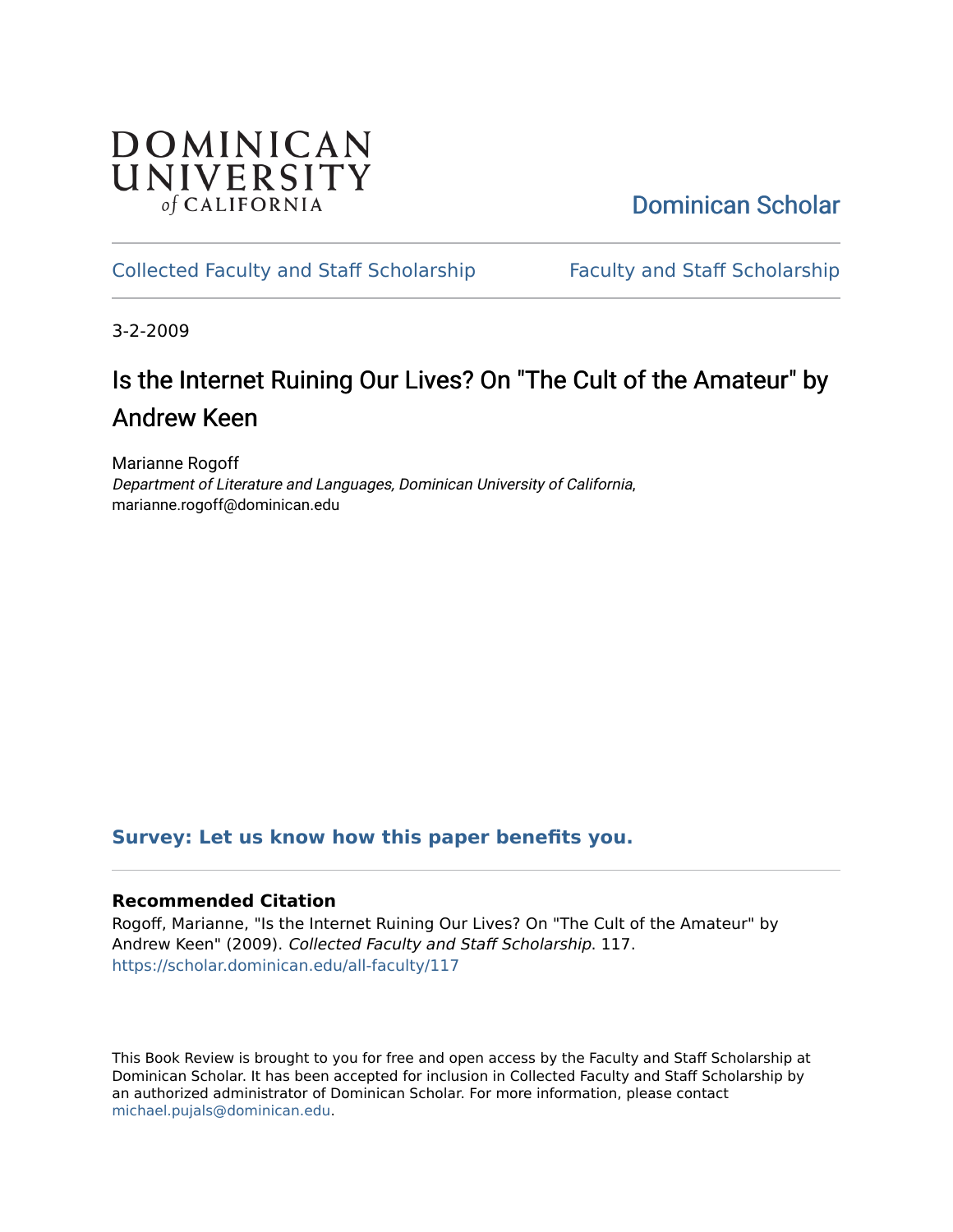DOMINICAN UNIVERSITY of CALIFORNIA

Dominican Scholar

Collected Faculty and Staff Scholarship | Faculty and Staff Scholarship

3-2-2009

# Is the Internet Ruining Our Lives? On "The Cult of the Amateur" by Andrew Keen

Marianne Rogoff
*Department of Literature and Languages, Dominican University of California*, marianne.rogoff@dominican.edu

**Survey: Let us know how this paper benefits you.**

### Recommended Citation

Rogoff, Marianne, "Is the Internet Ruining Our Lives? On "The Cult of the Amateur" by Andrew Keen" (2009). *Collected Faculty and Staff Scholarship*. 117.
https://scholar.dominican.edu/all-faculty/117

This Book Review is brought to you for free and open access by the Faculty and Staff Scholarship at Dominican Scholar. It has been accepted for inclusion in Collected Faculty and Staff Scholarship by an authorized administrator of Dominican Scholar. For more information, please contact michael.pujals@dominican.edu.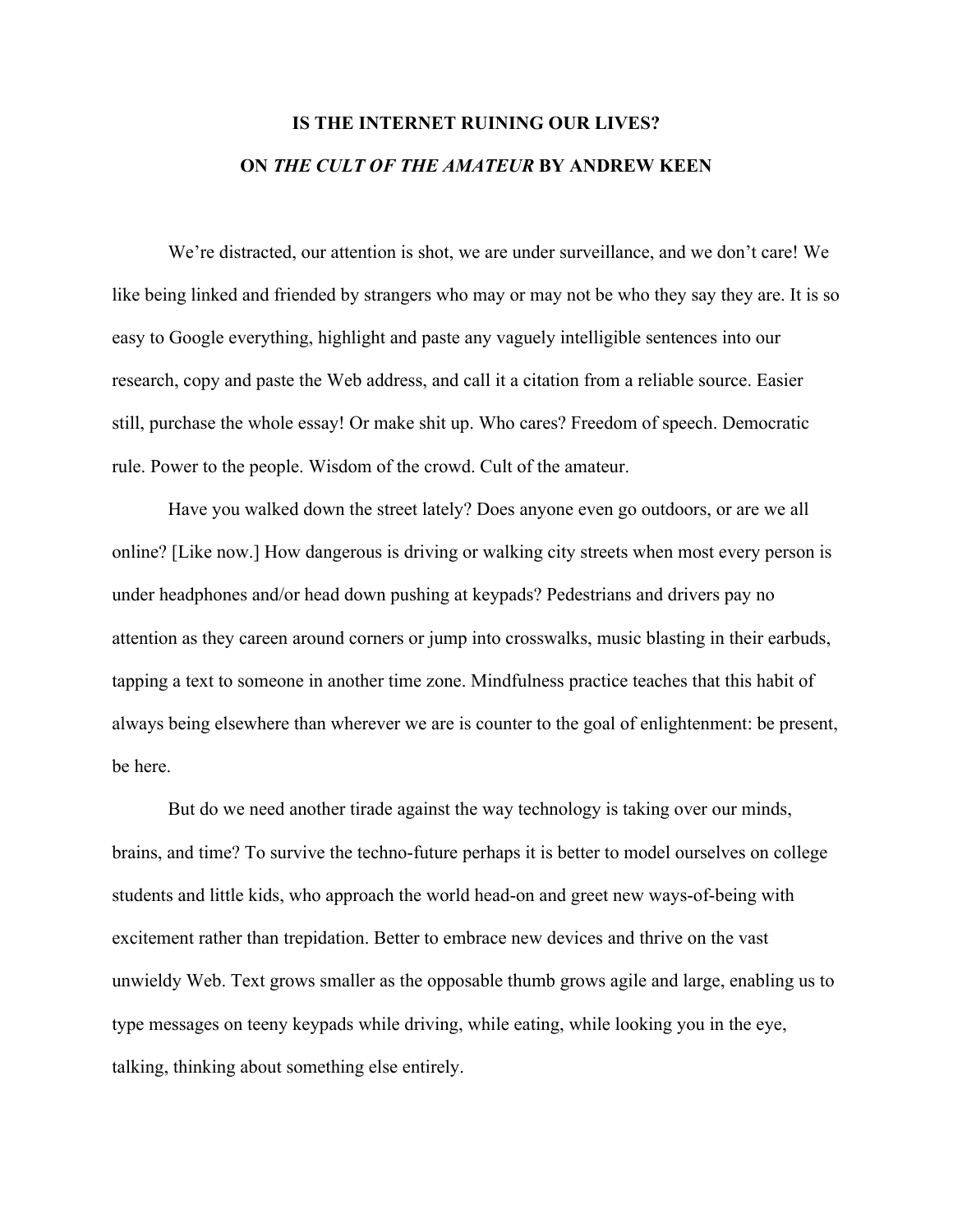# IS THE INTERNET RUINING OUR LIVES?

## ON *THE CULT OF THE AMATEUR* BY ANDREW KEEN

We're distracted, our attention is shot, we are under surveillance, and we don't care! We like being linked and friended by strangers who may or may not be who they say they are. It is so easy to Google everything, highlight and paste any vaguely intelligible sentences into our research, copy and paste the Web address, and call it a citation from a reliable source. Easier still, purchase the whole essay! Or make shit up. Who cares? Freedom of speech. Democratic rule. Power to the people. Wisdom of the crowd. Cult of the amateur.

Have you walked down the street lately? Does anyone even go outdoors, or are we all online? [Like now.] How dangerous is driving or walking city streets when most every person is under headphones and/or head down pushing at keypads? Pedestrians and drivers pay no attention as they careen around corners or jump into crosswalks, music blasting in their earbuds, tapping a text to someone in another time zone. Mindfulness practice teaches that this habit of always being elsewhere than wherever we are is counter to the goal of enlightenment: be present, be here.

But do we need another tirade against the way technology is taking over our minds, brains, and time? To survive the techno-future perhaps it is better to model ourselves on college students and little kids, who approach the world head-on and greet new ways-of-being with excitement rather than trepidation. Better to embrace new devices and thrive on the vast unwieldy Web. Text grows smaller as the opposable thumb grows agile and large, enabling us to type messages on teeny keypads while driving, while eating, while looking you in the eye, talking, thinking about something else entirely.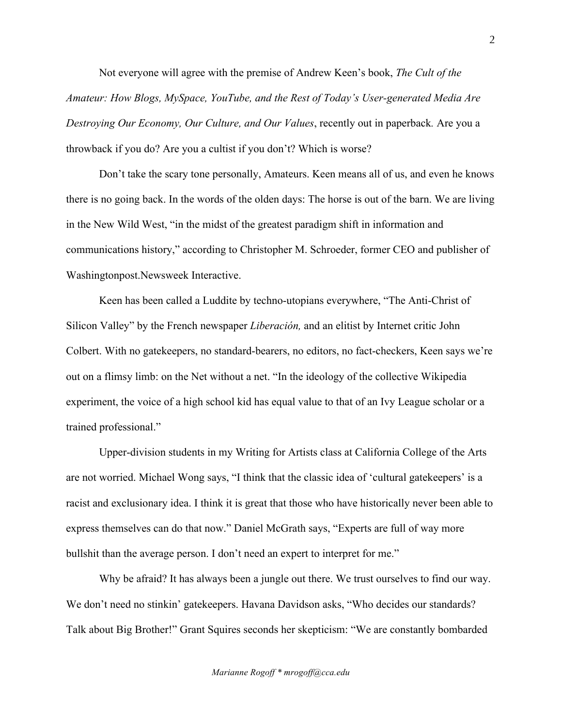Not everyone will agree with the premise of Andrew Keen's book, *The Cult of the Amateur: How Blogs, MySpace, YouTube, and the Rest of Today's User-generated Media Are Destroying Our Economy, Our Culture, and Our Values*, recently out in paperback. Are you a throwback if you do? Are you a cultist if you don't? Which is worse?

Don't take the scary tone personally, Amateurs. Keen means all of us, and even he knows there is no going back. In the words of the olden days: The horse is out of the barn. We are living in the New Wild West, "in the midst of the greatest paradigm shift in information and communications history," according to Christopher M. Schroeder, former CEO and publisher of Washingtonpost.Newsweek Interactive.

Keen has been called a Luddite by techno-utopians everywhere, "The Anti-Christ of Silicon Valley" by the French newspaper *Liberación,* and an elitist by Internet critic John Colbert. With no gatekeepers, no standard-bearers, no editors, no fact-checkers, Keen says we're out on a flimsy limb: on the Net without a net. "In the ideology of the collective Wikipedia experiment, the voice of a high school kid has equal value to that of an Ivy League scholar or a trained professional."

Upper-division students in my Writing for Artists class at California College of the Arts are not worried. Michael Wong says, "I think that the classic idea of 'cultural gatekeepers' is a racist and exclusionary idea. I think it is great that those who have historically never been able to express themselves can do that now." Daniel McGrath says, "Experts are full of way more bullshit than the average person. I don't need an expert to interpret for me."

Why be afraid? It has always been a jungle out there. We trust ourselves to find our way. We don't need no stinkin' gatekeepers. Havana Davidson asks, "Who decides our standards? Talk about Big Brother!" Grant Squires seconds her skepticism: "We are constantly bombarded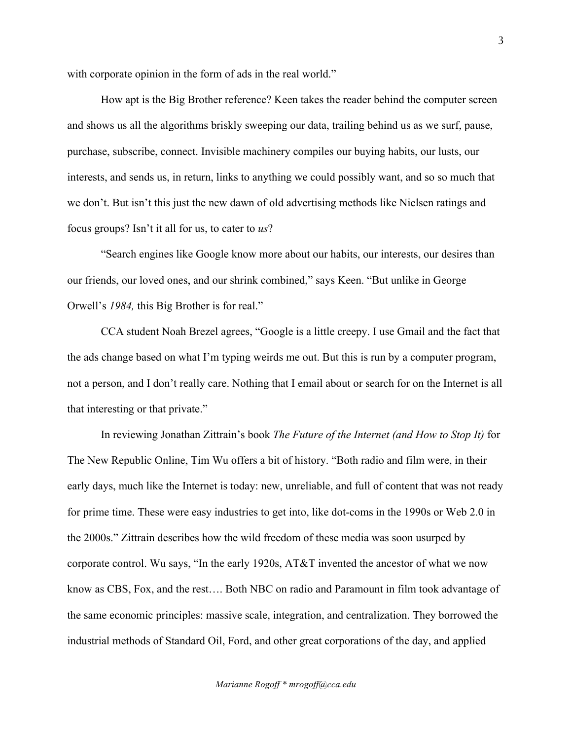with corporate opinion in the form of ads in the real world."

How apt is the Big Brother reference? Keen takes the reader behind the computer screen and shows us all the algorithms briskly sweeping our data, trailing behind us as we surf, pause, purchase, subscribe, connect. Invisible machinery compiles our buying habits, our lusts, our interests, and sends us, in return, links to anything we could possibly want, and so so much that we don't. But isn't this just the new dawn of old advertising methods like Nielsen ratings and focus groups? Isn't it all for us, to cater to *us*?

"Search engines like Google know more about our habits, our interests, our desires than our friends, our loved ones, and our shrink combined," says Keen. "But unlike in George Orwell's *1984,* this Big Brother is for real."

CCA student Noah Brezel agrees, "Google is a little creepy. I use Gmail and the fact that the ads change based on what I'm typing weirds me out. But this is run by a computer program, not a person, and I don't really care. Nothing that I email about or search for on the Internet is all that interesting or that private."

In reviewing Jonathan Zittrain's book *The Future of the Internet (and How to Stop It)* for The New Republic Online, Tim Wu offers a bit of history. "Both radio and film were, in their early days, much like the Internet is today: new, unreliable, and full of content that was not ready for prime time. These were easy industries to get into, like dot-coms in the 1990s or Web 2.0 in the 2000s." Zittrain describes how the wild freedom of these media was soon usurped by corporate control. Wu says, "In the early 1920s, AT&T invented the ancestor of what we now know as CBS, Fox, and the rest…. Both NBC on radio and Paramount in film took advantage of the same economic principles: massive scale, integration, and centralization. They borrowed the industrial methods of Standard Oil, Ford, and other great corporations of the day, and applied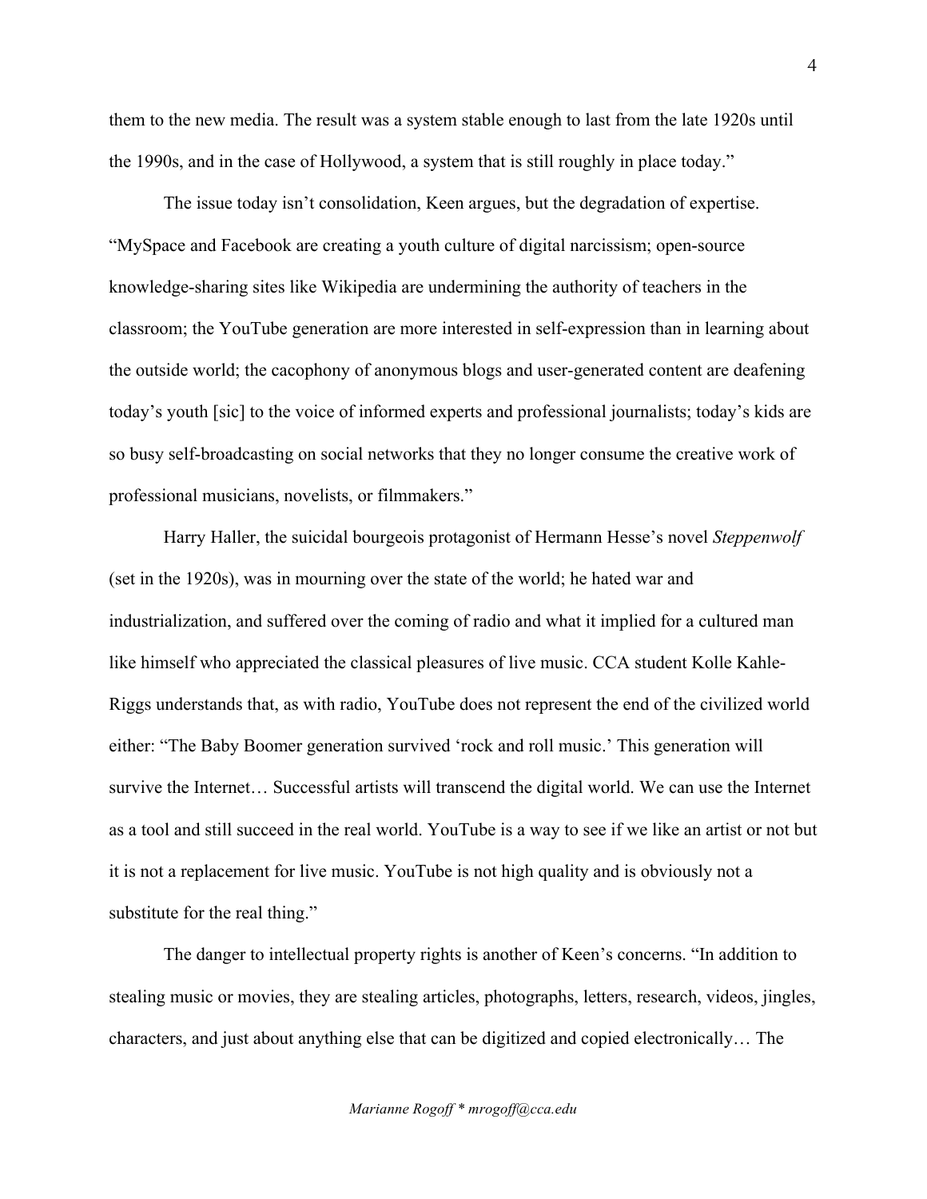them to the new media. The result was a system stable enough to last from the late 1920s until the 1990s, and in the case of Hollywood, a system that is still roughly in place today."

The issue today isn't consolidation, Keen argues, but the degradation of expertise. "MySpace and Facebook are creating a youth culture of digital narcissism; open-source knowledge-sharing sites like Wikipedia are undermining the authority of teachers in the classroom; the YouTube generation are more interested in self-expression than in learning about the outside world; the cacophony of anonymous blogs and user-generated content are deafening today's youth [sic] to the voice of informed experts and professional journalists; today's kids are so busy self-broadcasting on social networks that they no longer consume the creative work of professional musicians, novelists, or filmmakers."

Harry Haller, the suicidal bourgeois protagonist of Hermann Hesse's novel *Steppenwolf* (set in the 1920s), was in mourning over the state of the world; he hated war and industrialization, and suffered over the coming of radio and what it implied for a cultured man like himself who appreciated the classical pleasures of live music. CCA student Kolle Kahle-Riggs understands that, as with radio, YouTube does not represent the end of the civilized world either: "The Baby Boomer generation survived 'rock and roll music.' This generation will survive the Internet… Successful artists will transcend the digital world. We can use the Internet as a tool and still succeed in the real world. YouTube is a way to see if we like an artist or not but it is not a replacement for live music. YouTube is not high quality and is obviously not a substitute for the real thing."

The danger to intellectual property rights is another of Keen's concerns. "In addition to stealing music or movies, they are stealing articles, photographs, letters, research, videos, jingles, characters, and just about anything else that can be digitized and copied electronically… The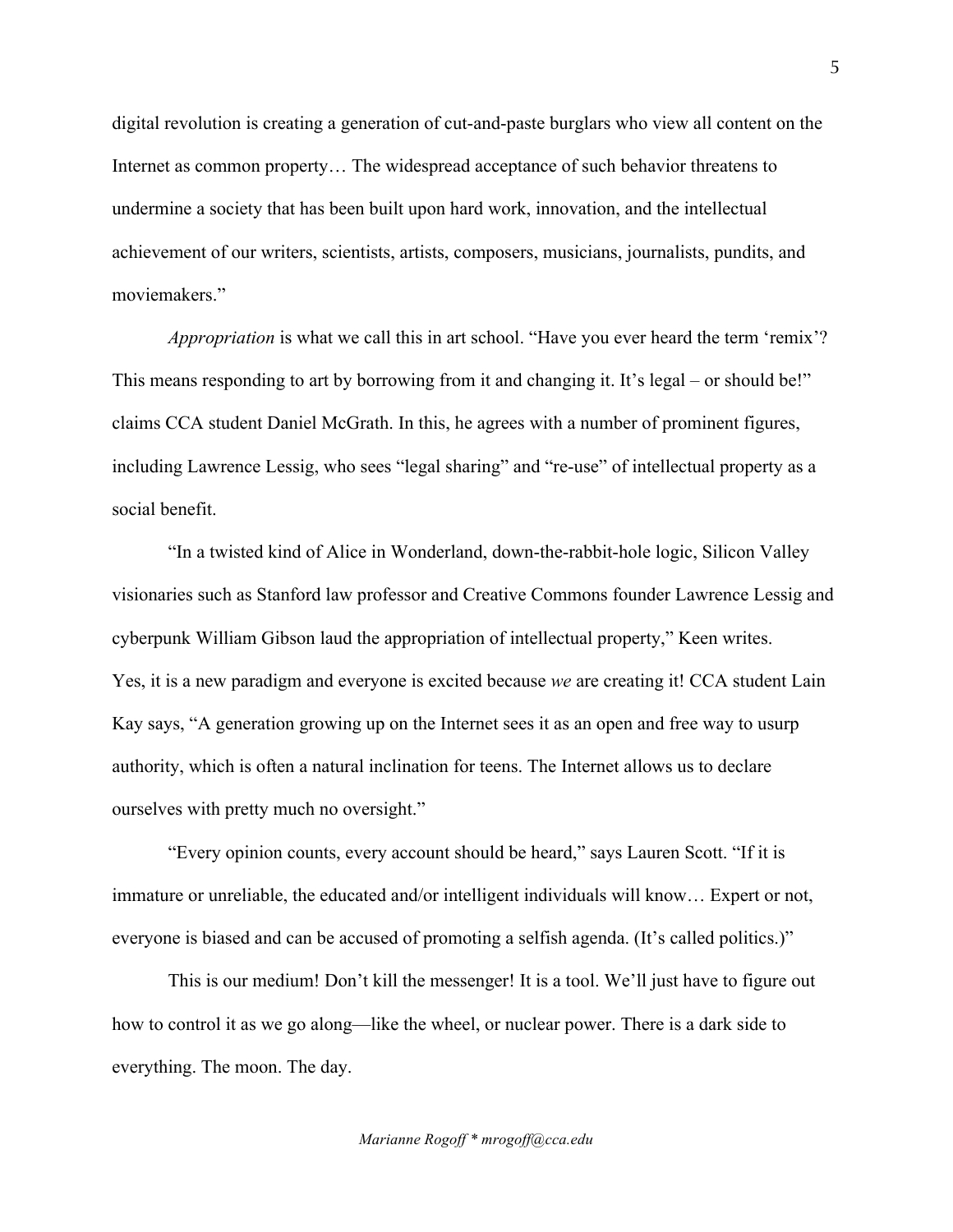digital revolution is creating a generation of cut-and-paste burglars who view all content on the Internet as common property… The widespread acceptance of such behavior threatens to undermine a society that has been built upon hard work, innovation, and the intellectual achievement of our writers, scientists, artists, composers, musicians, journalists, pundits, and moviemakers."

*Appropriation* is what we call this in art school. "Have you ever heard the term 'remix'? This means responding to art by borrowing from it and changing it. It's legal – or should be!" claims CCA student Daniel McGrath. In this, he agrees with a number of prominent figures, including Lawrence Lessig, who sees "legal sharing" and "re-use" of intellectual property as a social benefit.

"In a twisted kind of Alice in Wonderland, down-the-rabbit-hole logic, Silicon Valley visionaries such as Stanford law professor and Creative Commons founder Lawrence Lessig and cyberpunk William Gibson laud the appropriation of intellectual property," Keen writes. Yes, it is a new paradigm and everyone is excited because *we* are creating it! CCA student Lain Kay says, "A generation growing up on the Internet sees it as an open and free way to usurp authority, which is often a natural inclination for teens. The Internet allows us to declare ourselves with pretty much no oversight."

"Every opinion counts, every account should be heard," says Lauren Scott. "If it is immature or unreliable, the educated and/or intelligent individuals will know… Expert or not, everyone is biased and can be accused of promoting a selfish agenda. (It's called politics.)"

This is our medium! Don't kill the messenger! It is a tool. We'll just have to figure out how to control it as we go along—like the wheel, or nuclear power. There is a dark side to everything. The moon. The day.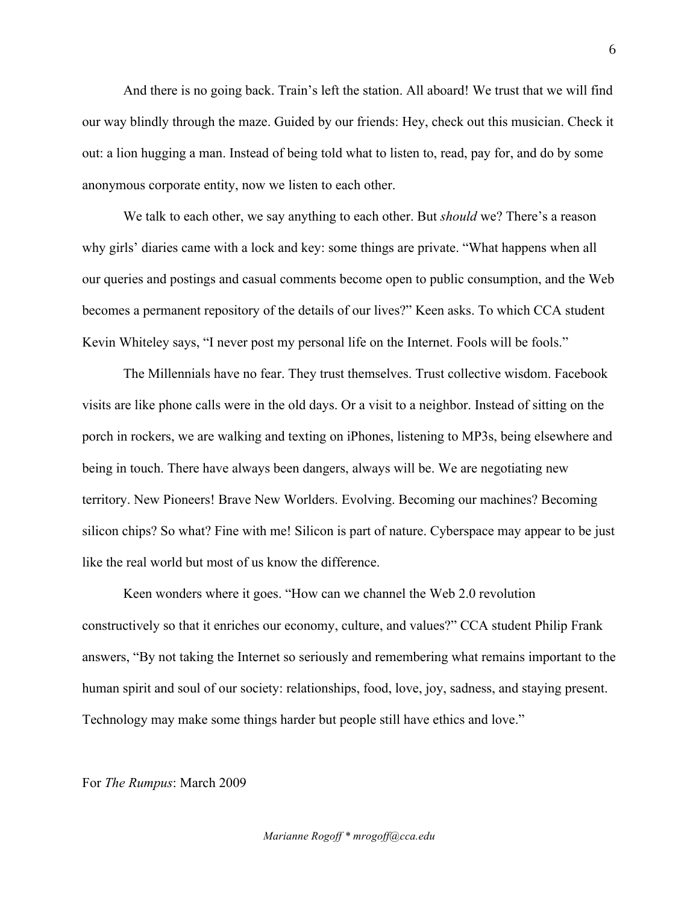And there is no going back. Train's left the station. All aboard! We trust that we will find our way blindly through the maze. Guided by our friends: Hey, check out this musician. Check it out: a lion hugging a man. Instead of being told what to listen to, read, pay for, and do by some anonymous corporate entity, now we listen to each other.

We talk to each other, we say anything to each other. But *should* we? There's a reason why girls' diaries came with a lock and key: some things are private. "What happens when all our queries and postings and casual comments become open to public consumption, and the Web becomes a permanent repository of the details of our lives?" Keen asks. To which CCA student Kevin Whiteley says, "I never post my personal life on the Internet. Fools will be fools."

The Millennials have no fear. They trust themselves. Trust collective wisdom. Facebook visits are like phone calls were in the old days. Or a visit to a neighbor. Instead of sitting on the porch in rockers, we are walking and texting on iPhones, listening to MP3s, being elsewhere and being in touch. There have always been dangers, always will be. We are negotiating new territory. New Pioneers! Brave New Worlders. Evolving. Becoming our machines? Becoming silicon chips? So what? Fine with me! Silicon is part of nature. Cyberspace may appear to be just like the real world but most of us know the difference.

Keen wonders where it goes. "How can we channel the Web 2.0 revolution constructively so that it enriches our economy, culture, and values?" CCA student Philip Frank answers, "By not taking the Internet so seriously and remembering what remains important to the human spirit and soul of our society: relationships, food, love, joy, sadness, and staying present. Technology may make some things harder but people still have ethics and love."

For *The Rumpus*: March 2009

*Marianne Rogoff * mrogoff@cca.edu*